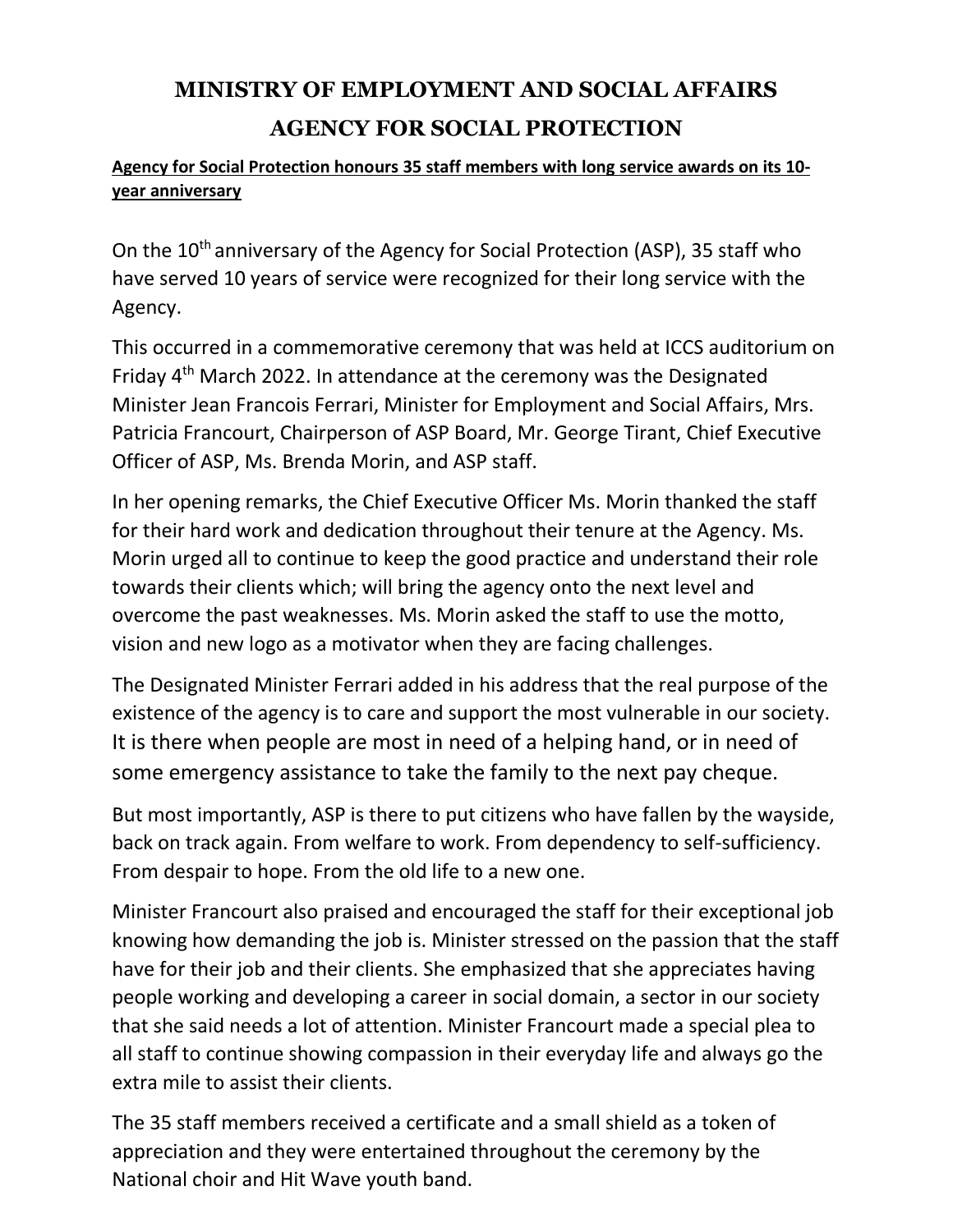# MINISTRY OF EMPLOYMENT AND SOCIAL AFFAIRS

# AGENCY FOR SOCIAL PROTECTION

**Agency for Social Protection honours 35 staff members with long service awards on its 10-year anniversary**

On the 10th anniversary of the Agency for Social Protection (ASP), 35 staff who have served 10 years of service were recognized for their long service with the Agency.

This occurred in a commemorative ceremony that was held at ICCS auditorium on Friday 4th March 2022. In attendance at the ceremony was the Designated Minister Jean Francois Ferrari, Minister for Employment and Social Affairs, Mrs. Patricia Francourt, Chairperson of ASP Board, Mr. George Tirant, Chief Executive Officer of ASP, Ms. Brenda Morin, and ASP staff.

In her opening remarks, the Chief Executive Officer Ms. Morin thanked the staff for their hard work and dedication throughout their tenure at the Agency. Ms. Morin urged all to continue to keep the good practice and understand their role towards their clients which; will bring the agency onto the next level and overcome the past weaknesses. Ms. Morin asked the staff to use the motto, vision and new logo as a motivator when they are facing challenges.

The Designated Minister Ferrari added in his address that the real purpose of the existence of the agency is to care and support the most vulnerable in our society. It is there when people are most in need of a helping hand, or in need of some emergency assistance to take the family to the next pay cheque.

But most importantly, ASP is there to put citizens who have fallen by the wayside, back on track again. From welfare to work. From dependency to self-sufficiency. From despair to hope. From the old life to a new one.

Minister Francourt also praised and encouraged the staff for their exceptional job knowing how demanding the job is. Minister stressed on the passion that the staff have for their job and their clients. She emphasized that she appreciates having people working and developing a career in social domain, a sector in our society that she said needs a lot of attention. Minister Francourt made a special plea to all staff to continue showing compassion in their everyday life and always go the extra mile to assist their clients.

The 35 staff members received a certificate and a small shield as a token of appreciation and they were entertained throughout the ceremony by the National choir and Hit Wave youth band.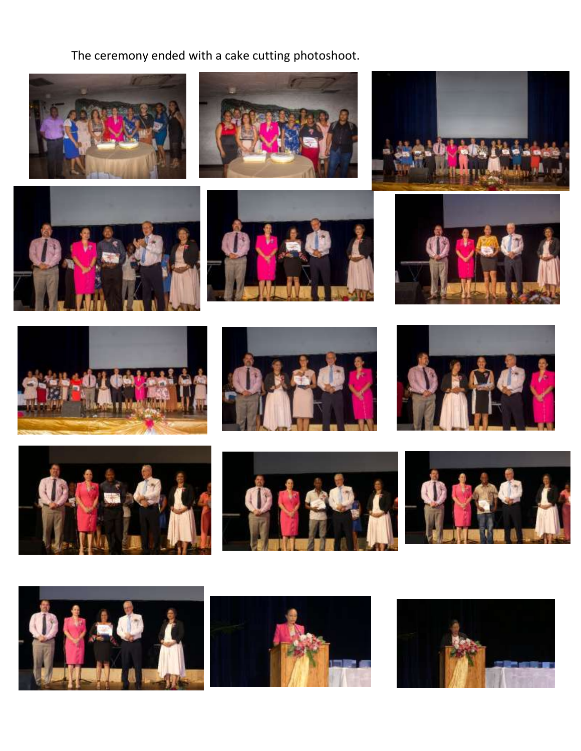The ceremony ended with a cake cutting photoshoot.